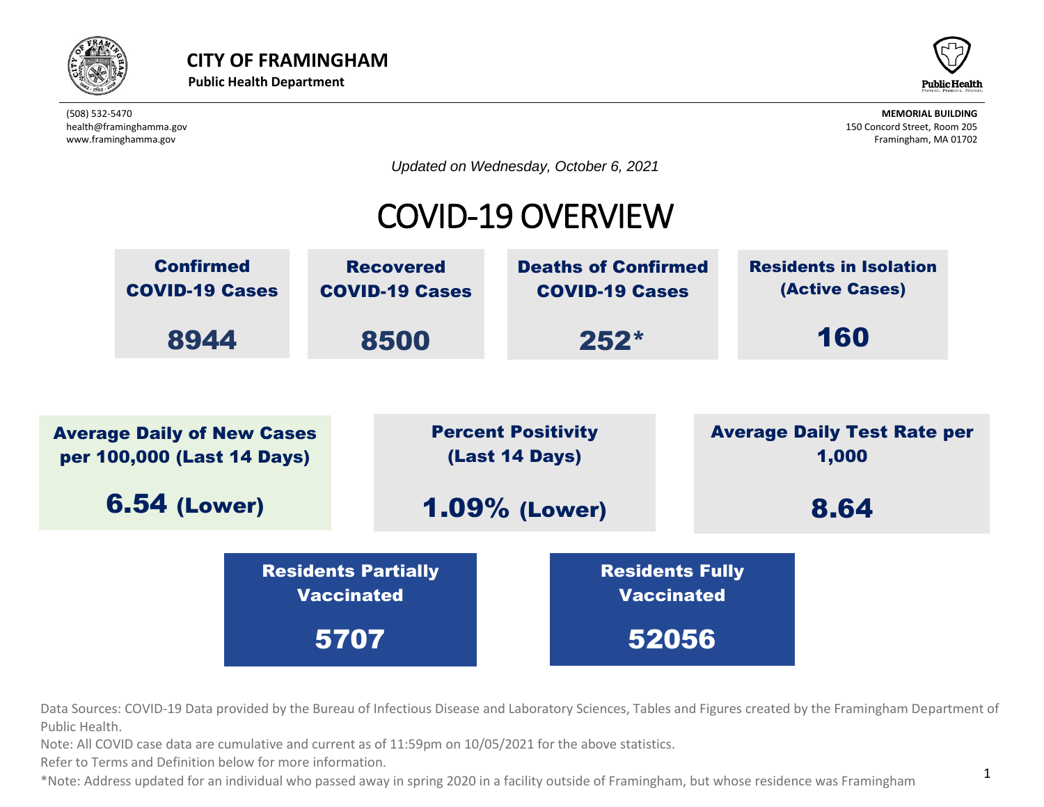**CITY OF FRAMINGHAM**
**Public Health Department**

(508) 532-5470
health@framinghamma.gov
www.framinghamma.gov

**MEMORIAL BUILDING**
150 Concord Street, Room 205
Framingham, MA 01702

*Updated on Wednesday, October 6, 2021*

# COVID-19 OVERVIEW

| Confirmed COVID-19 Cases | Recovered COVID-19 Cases | Deaths of Confirmed COVID-19 Cases | Residents in Isolation (Active Cases) |
|---|---|---|---|
| 8944 | 8500 | 252* | 160 |

| Average Daily of New Cases per 100,000 (Last 14 Days) | Percent Positivity (Last 14 Days) | Average Daily Test Rate per 1,000 |
|---|---|---|
| 6.54 (Lower) | 1.09% (Lower) | 8.64 |

| Residents Partially Vaccinated | Residents Fully Vaccinated |
|---|---|
| 5707 | 52056 |

Data Sources: COVID-19 Data provided by the Bureau of Infectious Disease and Laboratory Sciences, Tables and Figures created by the Framingham Department of Public Health.

Note: All COVID case data are cumulative and current as of 11:59pm on 10/05/2021 for the above statistics.

Refer to Terms and Definition below for more information.

*Note: Address updated for an individual who passed away in spring 2020 in a facility outside of Framingham, but whose residence was Framingham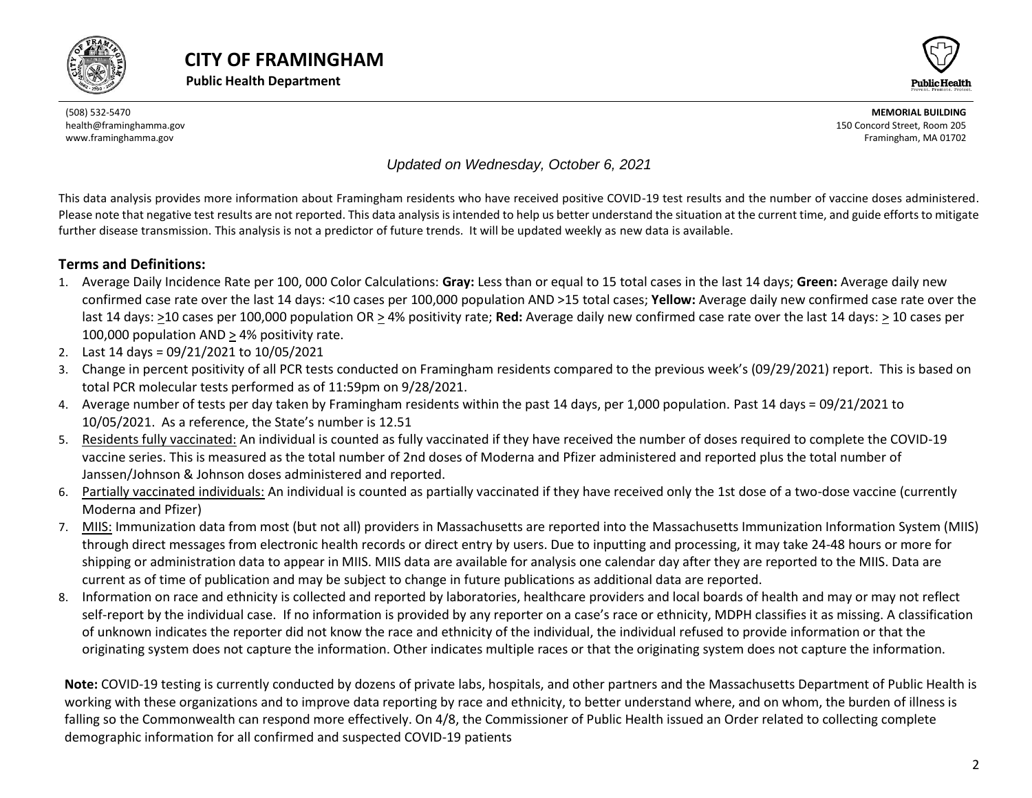# CITY OF FRAMINGHAM

**Public Health Department**

(508) 532-5470
health@framinghamma.gov
www.framinghamma.gov

**MEMORIAL BUILDING**
150 Concord Street, Room 205
Framingham, MA 01702

*Updated on Wednesday, October 6, 2021*

This data analysis provides more information about Framingham residents who have received positive COVID-19 test results and the number of vaccine doses administered. Please note that negative test results are not reported. This data analysis is intended to help us better understand the situation at the current time, and guide efforts to mitigate further disease transmission. This analysis is not a predictor of future trends. It will be updated weekly as new data is available.

## Terms and Definitions:

1. Average Daily Incidence Rate per 100, 000 Color Calculations: **Gray:** Less than or equal to 15 total cases in the last 14 days; **Green:** Average daily new confirmed case rate over the last 14 days: <10 cases per 100,000 population AND >15 total cases; **Yellow:** Average daily new confirmed case rate over the last 14 days: ≥10 cases per 100,000 population OR ≥ 4% positivity rate; **Red:** Average daily new confirmed case rate over the last 14 days: ≥ 10 cases per 100,000 population AND ≥ 4% positivity rate.
2. Last 14 days = 09/21/2021 to 10/05/2021
3. Change in percent positivity of all PCR tests conducted on Framingham residents compared to the previous week's (09/29/2021) report. This is based on total PCR molecular tests performed as of 11:59pm on 9/28/2021.
4. Average number of tests per day taken by Framingham residents within the past 14 days, per 1,000 population. Past 14 days = 09/21/2021 to 10/05/2021. As a reference, the State's number is 12.51
5. Residents fully vaccinated: An individual is counted as fully vaccinated if they have received the number of doses required to complete the COVID-19 vaccine series. This is measured as the total number of 2nd doses of Moderna and Pfizer administered and reported plus the total number of Janssen/Johnson & Johnson doses administered and reported.
6. Partially vaccinated individuals: An individual is counted as partially vaccinated if they have received only the 1st dose of a two-dose vaccine (currently Moderna and Pfizer)
7. MIIS: Immunization data from most (but not all) providers in Massachusetts are reported into the Massachusetts Immunization Information System (MIIS) through direct messages from electronic health records or direct entry by users. Due to inputting and processing, it may take 24-48 hours or more for shipping or administration data to appear in MIIS. MIIS data are available for analysis one calendar day after they are reported to the MIIS. Data are current as of time of publication and may be subject to change in future publications as additional data are reported.
8. Information on race and ethnicity is collected and reported by laboratories, healthcare providers and local boards of health and may or may not reflect self-report by the individual case. If no information is provided by any reporter on a case's race or ethnicity, MDPH classifies it as missing. A classification of unknown indicates the reporter did not know the race and ethnicity of the individual, the individual refused to provide information or that the originating system does not capture the information. Other indicates multiple races or that the originating system does not capture the information.

**Note:** COVID-19 testing is currently conducted by dozens of private labs, hospitals, and other partners and the Massachusetts Department of Public Health is working with these organizations and to improve data reporting by race and ethnicity, to better understand where, and on whom, the burden of illness is falling so the Commonwealth can respond more effectively. On 4/8, the Commissioner of Public Health issued an Order related to collecting complete demographic information for all confirmed and suspected COVID-19 patients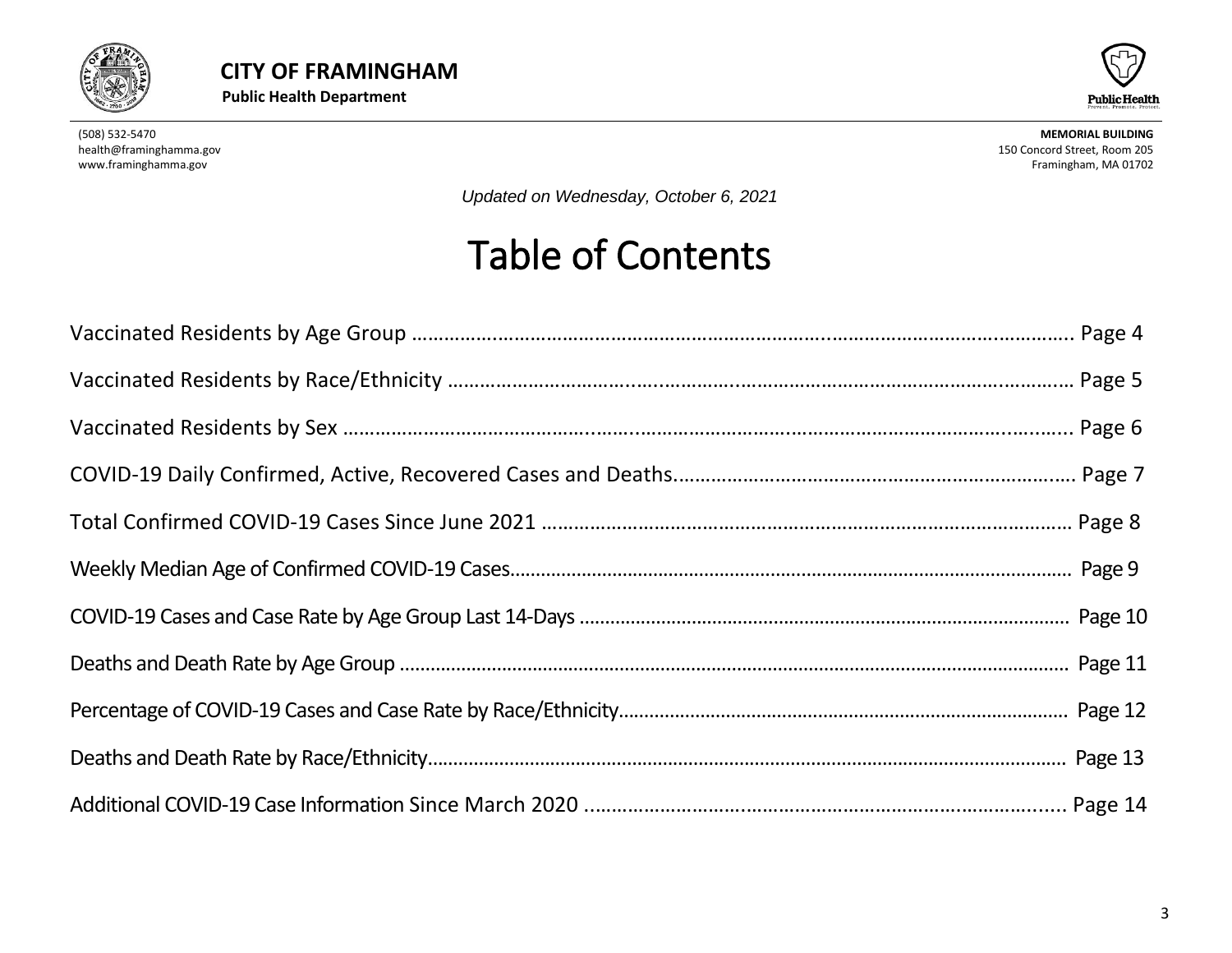**CITY OF FRAMINGHAM**
**Public Health Department**

(508) 532-5470
health@framinghamma.gov
www.framinghamma.gov

**MEMORIAL BUILDING**
150 Concord Street, Room 205
Framingham, MA 01702

*Updated on Wednesday, October 6, 2021*

# Table of Contents

Vaccinated Residents by Age Group ........................................ Page 4

Vaccinated Residents by Race/Ethnicity ........................................ Page 5

Vaccinated Residents by Sex ........................................ Page 6

COVID-19 Daily Confirmed, Active, Recovered Cases and Deaths........................................ Page 7

Total Confirmed COVID-19 Cases Since June 2021 ........................................ Page 8

Weekly Median Age of Confirmed COVID-19 Cases........................................ Page 9

COVID-19 Cases and Case Rate by Age Group Last 14-Days ........................................ Page 10

Deaths and Death Rate by Age Group ........................................ Page 11

Percentage of COVID-19 Cases and Case Rate by Race/Ethnicity........................................ Page 12

Deaths and Death Rate by Race/Ethnicity........................................ Page 13

Additional COVID-19 Case Information Since March 2020 ........................................ Page 14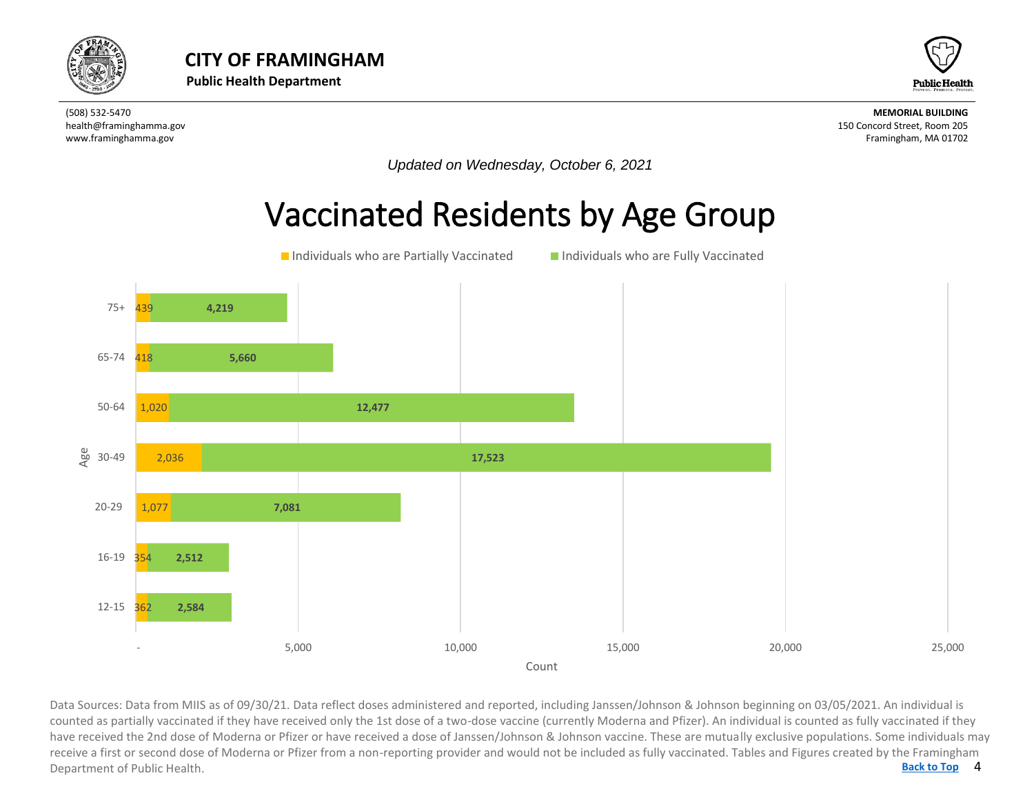# CITY OF FRAMINGHAM

**Public Health Department**

(508) 532-5470
health@framinghamma.gov
www.framinghamma.gov

**MEMORIAL BUILDING**
150 Concord Street, Room 205
Framingham, MA 01702

*Updated on Wednesday, October 6, 2021*

## Vaccinated Residents by Age Group

| Age | Individuals who are Partially Vaccinated | Individuals who are Fully Vaccinated |
|---|---|---|
| 75+ | 439 | 4,219 |
| 65-74 | 418 | 5,660 |
| 50-64 | 1,020 | 12,477 |
| 30-49 | 2,036 | 17,523 |
| 20-29 | 1,077 | 7,081 |
| 16-19 | 354 | 2,512 |
| 12-15 | 362 | 2,584 |

Data Sources: Data from MIIS as of 09/30/21. Data reflect doses administered and reported, including Janssen/Johnson & Johnson beginning on 03/05/2021. An individual is counted as partially vaccinated if they have received only the 1st dose of a two-dose vaccine (currently Moderna and Pfizer). An individual is counted as fully vaccinated if they have received the 2nd dose of Moderna or Pfizer or have received a dose of Janssen/Johnson & Johnson vaccine. These are mutually exclusive populations. Some individuals may receive a first or second dose of Moderna or Pfizer from a non-reporting provider and would not be included as fully vaccinated. Tables and Figures created by the Framingham Department of Public Health.

Back to Top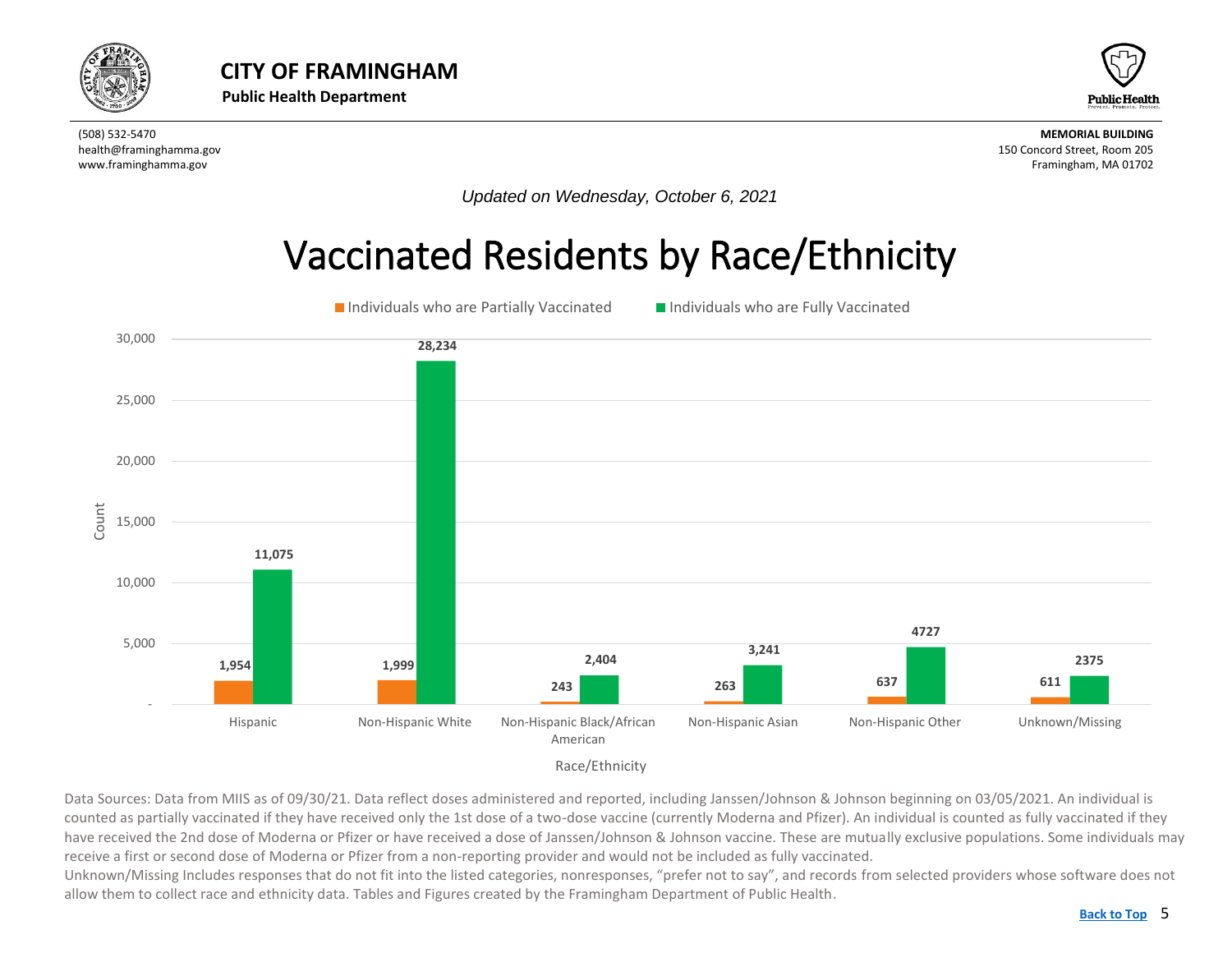**CITY OF FRAMINGHAM**
**Public Health Department**

(508) 532-5470
health@framinghamma.gov
www.framinghamma.gov

**MEMORIAL BUILDING**
150 Concord Street, Room 205
Framingham, MA 01702

*Updated on Wednesday, October 6, 2021*

# Vaccinated Residents by Race/Ethnicity

| Race/Ethnicity | Individuals who are Partially Vaccinated | Individuals who are Fully Vaccinated |
|---|---|---|
| Hispanic | 1,954 | 11,075 |
| Non-Hispanic White | 1,999 | 28,234 |
| Non-Hispanic Black/African American | 243 | 2,404 |
| Non-Hispanic Asian | 263 | 3,241 |
| Non-Hispanic Other | 637 | 4727 |
| Unknown/Missing | 611 | 2375 |

Data Sources: Data from MIIS as of 09/30/21. Data reflect doses administered and reported, including Janssen/Johnson & Johnson beginning on 03/05/2021. An individual is counted as partially vaccinated if they have received only the 1st dose of a two-dose vaccine (currently Moderna and Pfizer). An individual is counted as fully vaccinated if they have received the 2nd dose of Moderna or Pfizer or have received a dose of Janssen/Johnson & Johnson vaccine. These are mutually exclusive populations. Some individuals may receive a first or second dose of Moderna or Pfizer from a non-reporting provider and would not be included as fully vaccinated.
Unknown/Missing Includes responses that do not fit into the listed categories, nonresponses, "prefer not to say", and records from selected providers whose software does not allow them to collect race and ethnicity data. Tables and Figures created by the Framingham Department of Public Health.

Back to Top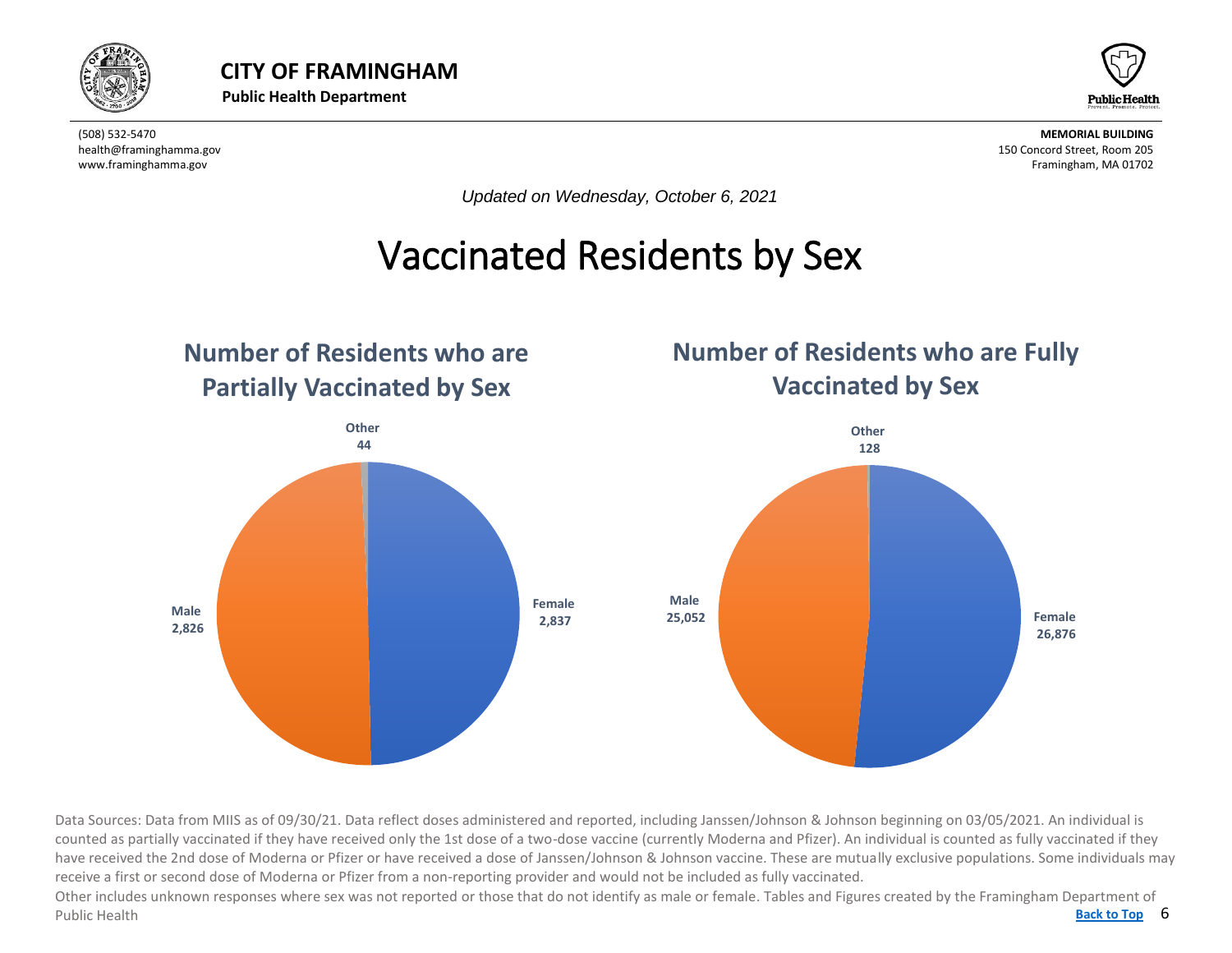# CITY OF FRAMINGHAM

**Public Health Department**

(508) 532-5470
health@framinghamma.gov
www.framinghamma.gov

**MEMORIAL BUILDING**
150 Concord Street, Room 205
Framingham, MA 01702

*Updated on Wednesday, October 6, 2021*

## Vaccinated Residents by Sex

### Number of Residents who are Partially Vaccinated by Sex

| Sex | Count |
| --- | --- |
| Female | 2,837 |
| Male | 2,826 |
| Other | 44 |

### Number of Residents who are Fully Vaccinated by Sex

| Sex | Count |
| --- | --- |
| Female | 26,876 |
| Male | 25,052 |
| Other | 128 |

Data Sources: Data from MIIS as of 09/30/21. Data reflect doses administered and reported, including Janssen/Johnson & Johnson beginning on 03/05/2021. An individual is counted as partially vaccinated if they have received only the 1st dose of a two-dose vaccine (currently Moderna and Pfizer). An individual is counted as fully vaccinated if they have received the 2nd dose of Moderna or Pfizer or have received a dose of Janssen/Johnson & Johnson vaccine. These are mutually exclusive populations. Some individuals may receive a first or second dose of Moderna or Pfizer from a non-reporting provider and would not be included as fully vaccinated.

Other includes unknown responses where sex was not reported or those that do not identify as male or female. Tables and Figures created by the Framingham Department of Public Health

Back to Top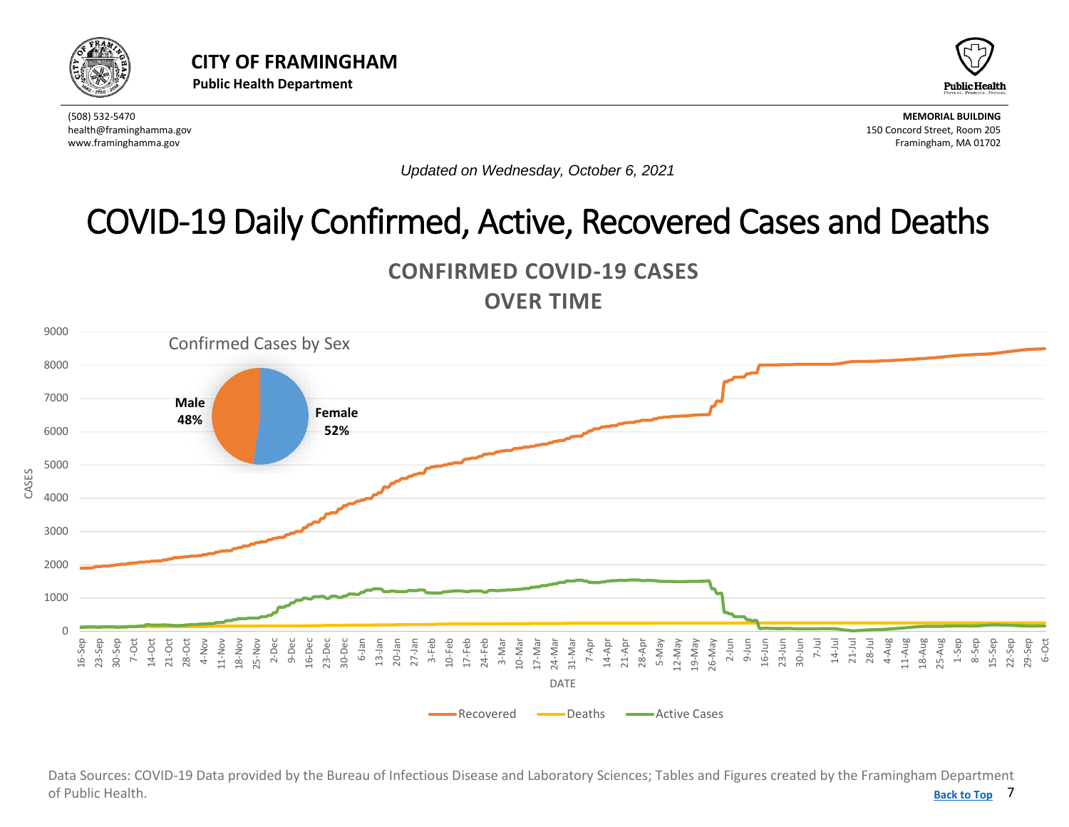# CITY OF FRAMINGHAM

**Public Health Department**

(508) 532-5470
health@framinghamma.gov
www.framinghamma.gov

**MEMORIAL BUILDING**
150 Concord Street, Room 205
Framingham, MA 01702

*Updated on Wednesday, October 6, 2021*

# COVID-19 Daily Confirmed, Active, Recovered Cases and Deaths

**CONFIRMED COVID-19 CASES OVER TIME**

Confirmed Cases by Sex

Male 48%
Female 52%

Recovered — Deaths — Active Cases

Data Sources: COVID-19 Data provided by the Bureau of Infectious Disease and Laboratory Sciences; Tables and Figures created by the Framingham Department of Public Health.

Back to Top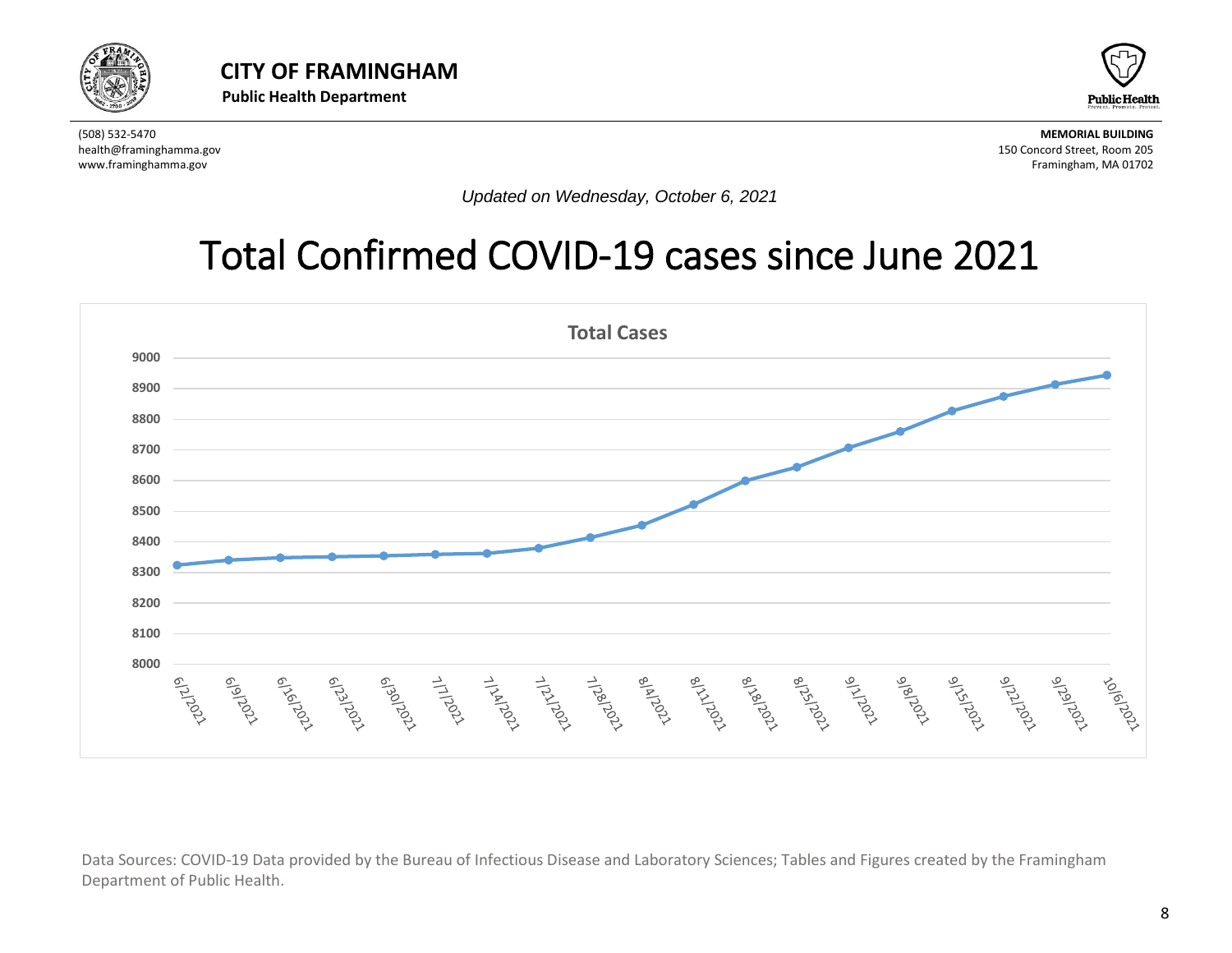**CITY OF FRAMINGHAM**

**Public Health Department**

(508) 532-5470
health@framinghamma.gov
www.framinghamma.gov

**MEMORIAL BUILDING**
150 Concord Street, Room 205
Framingham, MA 01702

*Updated on Wednesday, October 6, 2021*

# Total Confirmed COVID-19 cases since June 2021

Data Sources: COVID-19 Data provided by the Bureau of Infectious Disease and Laboratory Sciences; Tables and Figures created by the Framingham Department of Public Health.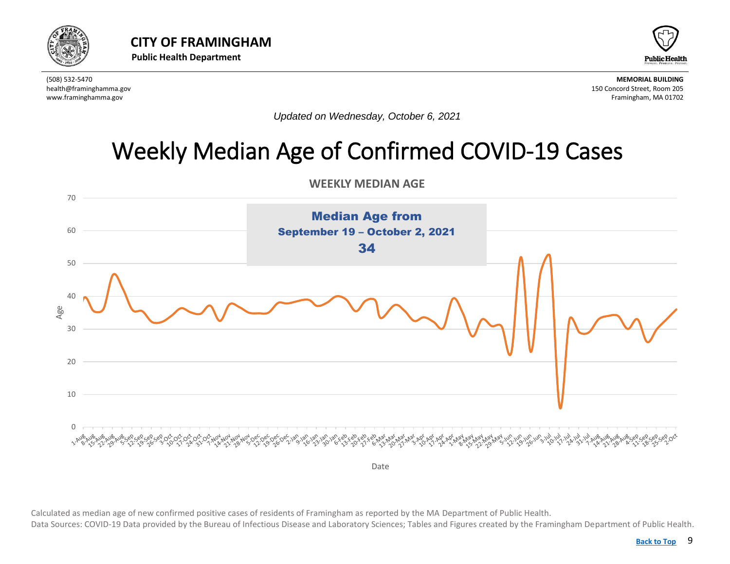**CITY OF FRAMINGHAM**
**Public Health Department**

(508) 532-5470
health@framinghamma.gov
www.framinghamma.gov

**MEMORIAL BUILDING**
150 Concord Street, Room 205
Framingham, MA 01702

*Updated on Wednesday, October 6, 2021*

# Weekly Median Age of Confirmed COVID-19 Cases

**WEEKLY MEDIAN AGE**

**Median Age from**
**September 19 – October 2, 2021**
**34**

Calculated as median age of new confirmed positive cases of residents of Framingham as reported by the MA Department of Public Health.
Data Sources: COVID-19 Data provided by the Bureau of Infectious Disease and Laboratory Sciences; Tables and Figures created by the Framingham Department of Public Health.

Back to Top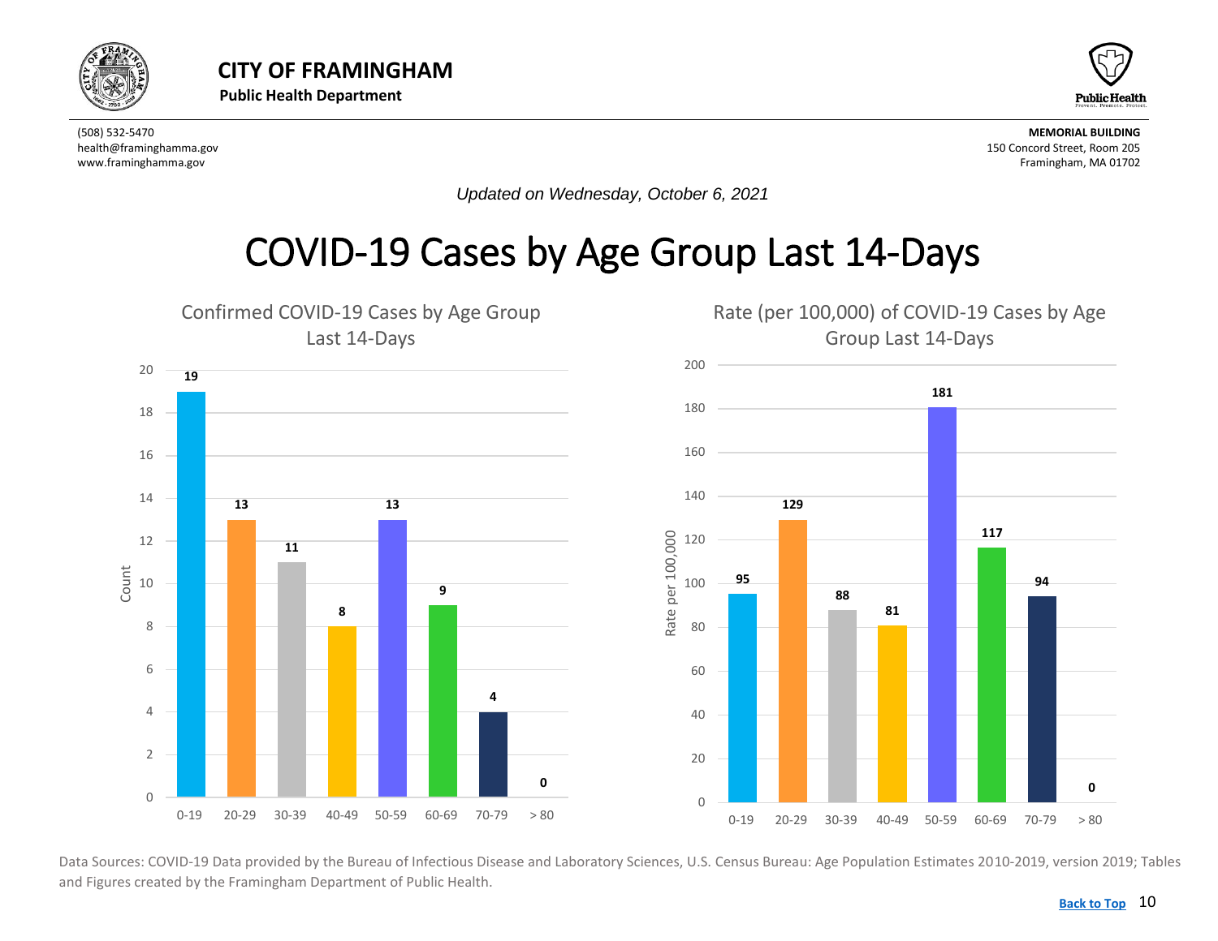# CITY OF FRAMINGHAM

**Public Health Department**

(508) 532-5470
health@framinghamma.gov
www.framinghamma.gov

**MEMORIAL BUILDING**
150 Concord Street, Room 205
Framingham, MA 01702

*Updated on Wednesday, October 6, 2021*

# COVID-19 Cases by Age Group Last 14-Days

## Confirmed COVID-19 Cases by Age Group Last 14-Days

| Age Group | Count |
|---|---|
| 0-19 | 19 |
| 20-29 | 13 |
| 30-39 | 11 |
| 40-49 | 8 |
| 50-59 | 13 |
| 60-69 | 9 |
| 70-79 | 4 |
| > 80 | 0 |

## Rate (per 100,000) of COVID-19 Cases by Age Group Last 14-Days

| Age Group | Rate per 100,000 |
|---|---|
| 0-19 | 95 |
| 20-29 | 129 |
| 30-39 | 88 |
| 40-49 | 81 |
| 50-59 | 181 |
| 60-69 | 117 |
| 70-79 | 94 |
| > 80 | 0 |

Data Sources: COVID-19 Data provided by the Bureau of Infectious Disease and Laboratory Sciences, U.S. Census Bureau: Age Population Estimates 2010-2019, version 2019; Tables and Figures created by the Framingham Department of Public Health.

Back to Top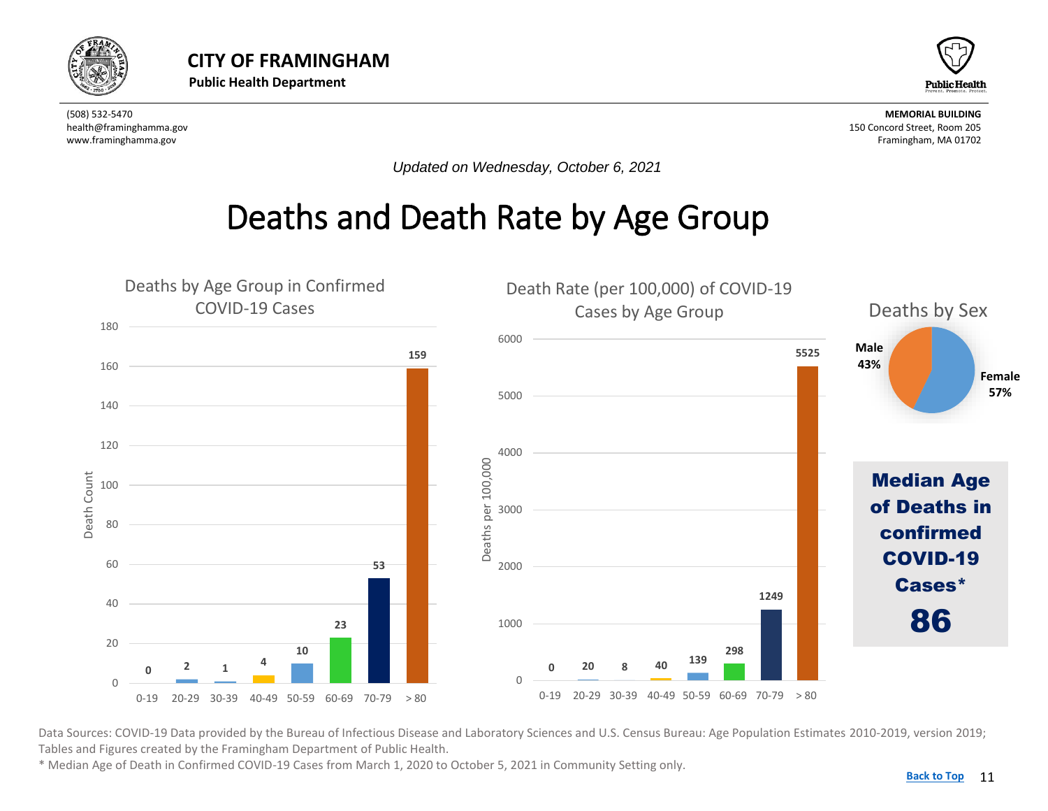# CITY OF FRAMINGHAM

**Public Health Department**

(508) 532-5470
health@framinghamma.gov
www.framinghamma.gov

**MEMORIAL BUILDING**
150 Concord Street, Room 205
Framingham, MA 01702

*Updated on Wednesday, October 6, 2021*

# Deaths and Death Rate by Age Group

### Deaths by Age Group in Confirmed COVID-19 Cases

| Age Group | Death Count |
| --- | --- |
| 0-19 | 0 |
| 20-29 | 2 |
| 30-39 | 1 |
| 40-49 | 4 |
| 50-59 | 10 |
| 60-69 | 23 |
| 70-79 | 53 |
| > 80 | 159 |

### Death Rate (per 100,000) of COVID-19 Cases by Age Group

| Age Group | Deaths per 100,000 |
| --- | --- |
| 0-19 | 0 |
| 20-29 | 20 |
| 30-39 | 8 |
| 40-49 | 40 |
| 50-59 | 139 |
| 60-69 | 298 |
| 70-79 | 1249 |
| > 80 | 5525 |

### Deaths by Sex

| Sex | Percent |
| --- | --- |
| Male | 43% |
| Female | 57% |

**Median Age of Deaths in confirmed COVID-19 Cases***

**86**

Data Sources: COVID-19 Data provided by the Bureau of Infectious Disease and Laboratory Sciences and U.S. Census Bureau: Age Population Estimates 2010-2019, version 2019; Tables and Figures created by the Framingham Department of Public Health.

* Median Age of Death in Confirmed COVID-19 Cases from March 1, 2020 to October 5, 2021 in Community Setting only.

Back to Top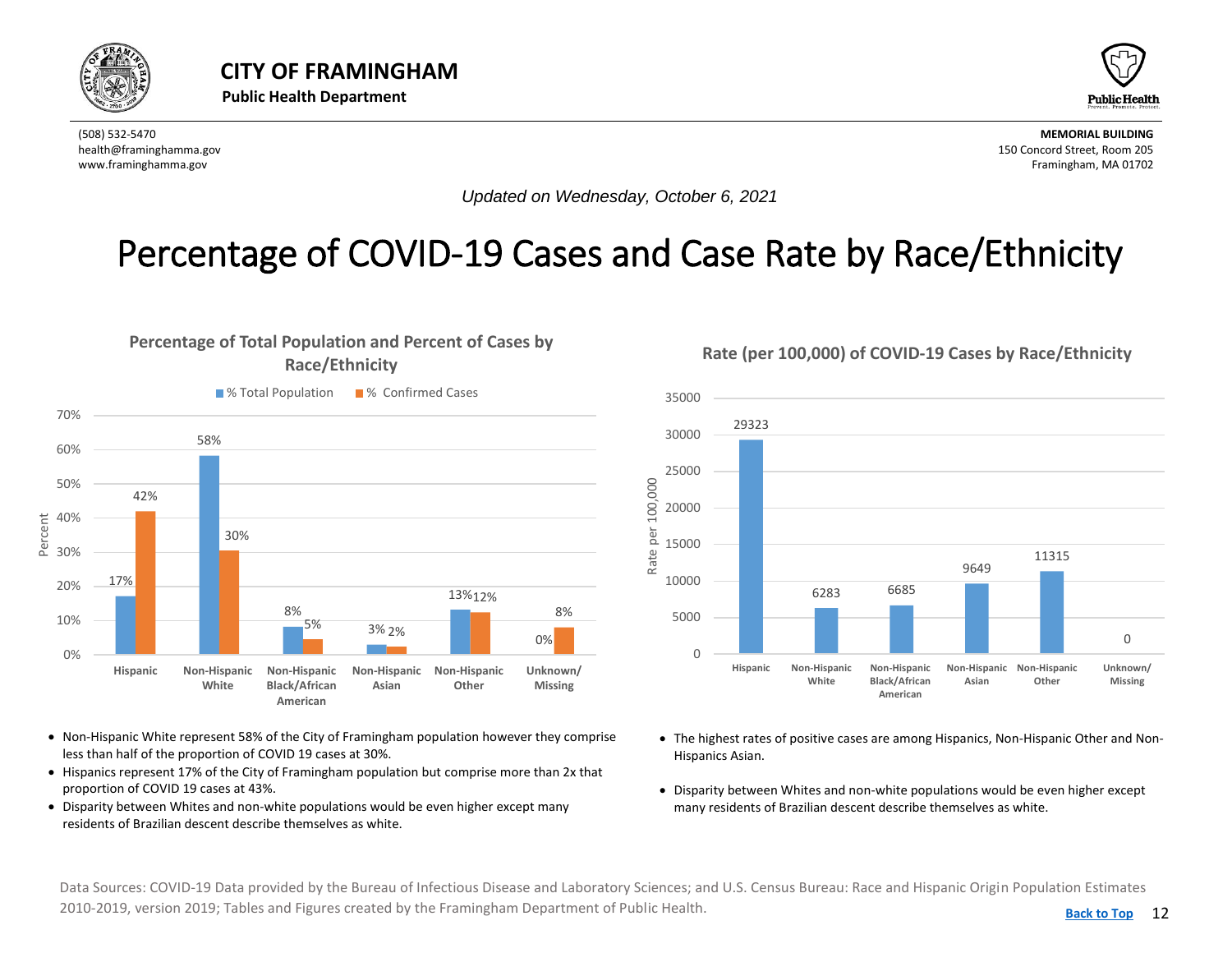# CITY OF FRAMINGHAM

**Public Health Department**

(508) 532-5470
health@framinghamma.gov
www.framinghamma.gov

**MEMORIAL BUILDING**
150 Concord Street, Room 205
Framingham, MA 01702

*Updated on Wednesday, October 6, 2021*

# Percentage of COVID-19 Cases and Case Rate by Race/Ethnicity

## Percentage of Total Population and Percent of Cases by Race/Ethnicity

| Race/Ethnicity | % Total Population | % Confirmed Cases |
|---|---|---|
| Hispanic | 17% | 42% |
| Non-Hispanic White | 58% | 30% |
| Non-Hispanic Black/African American | 8% | 5% |
| Non-Hispanic Asian | 3% | 2% |
| Non-Hispanic Other | 13% | 12% |
| Unknown/Missing | 0% | 8% |

- Non-Hispanic White represent 58% of the City of Framingham population however they comprise less than half of the proportion of COVID 19 cases at 30%.
- Hispanics represent 17% of the City of Framingham population but comprise more than 2x that proportion of COVID 19 cases at 43%.
- Disparity between Whites and non-white populations would be even higher except many residents of Brazilian descent describe themselves as white.

## Rate (per 100,000) of COVID-19 Cases by Race/Ethnicity

| Race/Ethnicity | Rate per 100,000 |
|---|---|
| Hispanic | 29323 |
| Non-Hispanic White | 6283 |
| Non-Hispanic Black/African American | 6685 |
| Non-Hispanic Asian | 9649 |
| Non-Hispanic Other | 11315 |
| Unknown/Missing | 0 |

- The highest rates of positive cases are among Hispanics, Non-Hispanic Other and Non-Hispanics Asian.
- Disparity between Whites and non-white populations would be even higher except many residents of Brazilian descent describe themselves as white.

Data Sources: COVID-19 Data provided by the Bureau of Infectious Disease and Laboratory Sciences; and U.S. Census Bureau: Race and Hispanic Origin Population Estimates 2010-2019, version 2019; Tables and Figures created by the Framingham Department of Public Health.

Back to Top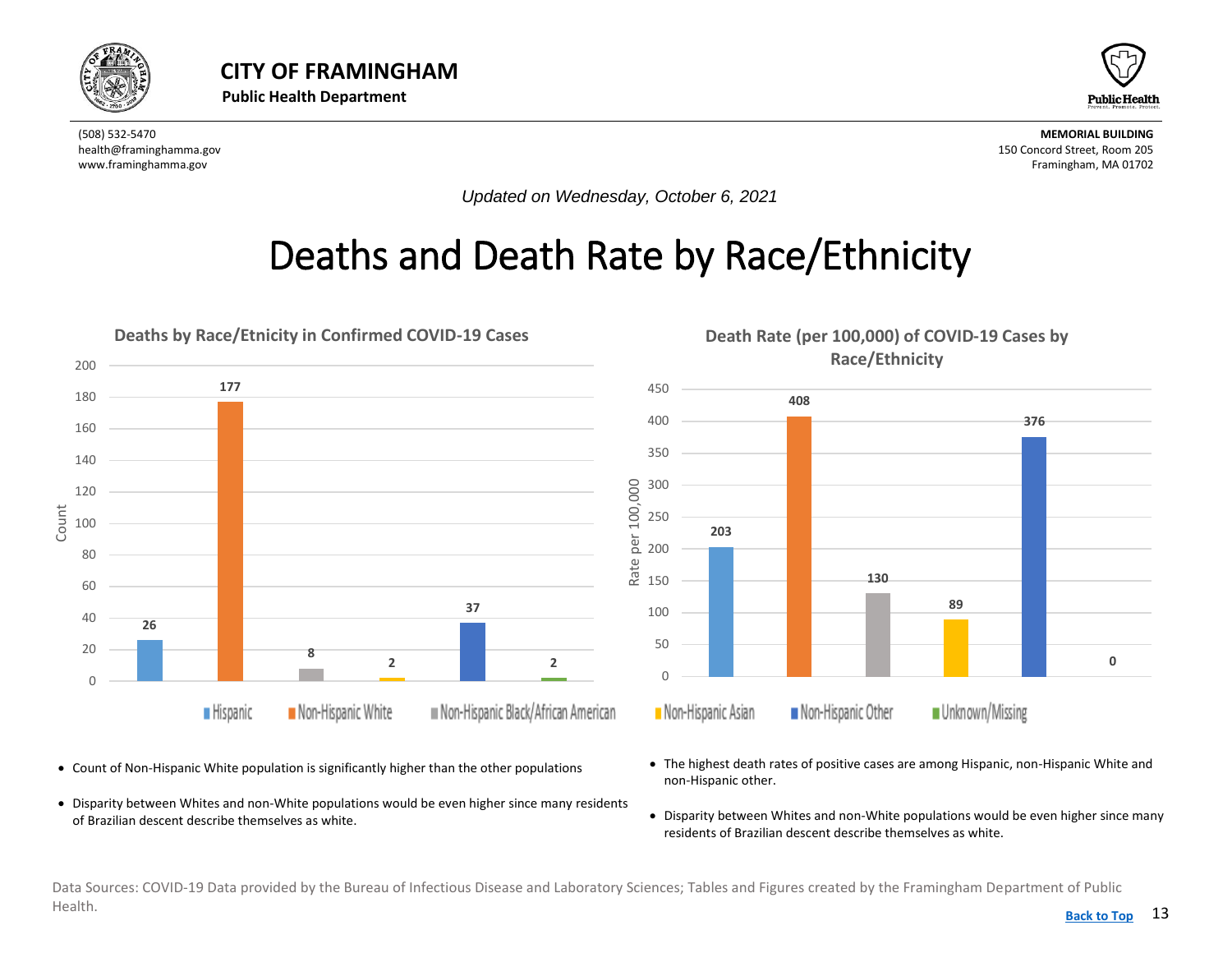# CITY OF FRAMINGHAM

**Public Health Department**

(508) 532-5470
health@framinghamma.gov
www.framinghamma.gov

**MEMORIAL BUILDING**
150 Concord Street, Room 205
Framingham, MA 01702

*Updated on Wednesday, October 6, 2021*

# Deaths and Death Rate by Race/Ethnicity

**Deaths by Race/Etnicity in Confirmed COVID-19 Cases**

| Race/Ethnicity | Count |
|---|---|
| Hispanic | 26 |
| Non-Hispanic White | 177 |
| Non-Hispanic Black/African American | 8 |
| Non-Hispanic Asian | 2 |
| Non-Hispanic Other | 37 |
| Unknown/Missing | 2 |

**Death Rate (per 100,000) of COVID-19 Cases by Race/Ethnicity**

| Race/Ethnicity | Rate per 100,000 |
|---|---|
| Hispanic | 203 |
| Non-Hispanic White | 408 |
| Non-Hispanic Black/African American | 130 |
| Non-Hispanic Asian | 89 |
| Non-Hispanic Other | 376 |
| Unknown/Missing | 0 |

- Count of Non-Hispanic White population is significantly higher than the other populations
- Disparity between Whites and non-White populations would be even higher since many residents of Brazilian descent describe themselves as white.

- The highest death rates of positive cases are among Hispanic, non-Hispanic White and non-Hispanic other.
- Disparity between Whites and non-White populations would be even higher since many residents of Brazilian descent describe themselves as white.

Data Sources: COVID-19 Data provided by the Bureau of Infectious Disease and Laboratory Sciences; Tables and Figures created by the Framingham Department of Public Health.

Back to Top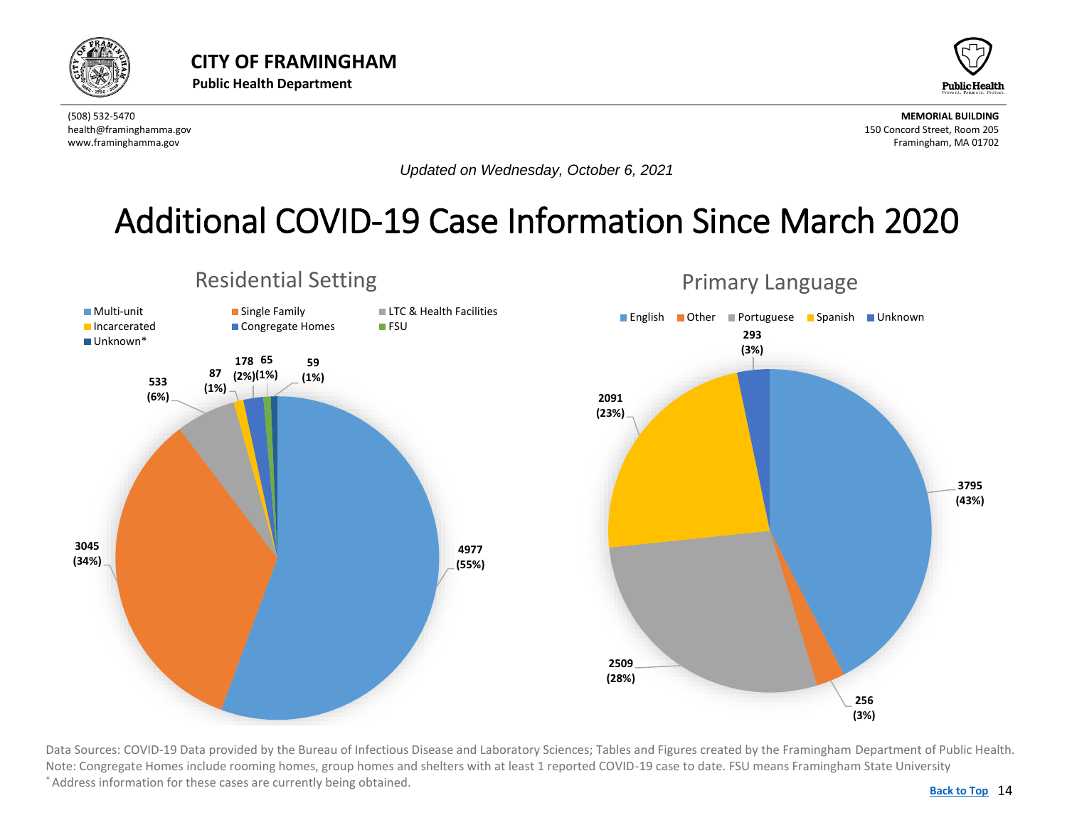CITY OF FRAMINGHAM
Public Health Department

(508) 532-5470
health@framinghamma.gov
www.framinghamma.gov

MEMORIAL BUILDING
150 Concord Street, Room 205
Framingham, MA 01702

*Updated on Wednesday, October 6, 2021*

# Additional COVID-19 Case Information Since March 2020

## Residential Setting

Multi-unit
Single Family
LTC & Health Facilities
Incarcerated
Congregate Homes
FSU
Unknown*

4977 (55%)
3045 (34%)
533 (6%)
87 (1%)
178 (2%)
65 (1%)
59 (1%)

## Primary Language

English
Other
Portuguese
Spanish
Unknown

3795 (43%)
256 (3%)
2509 (28%)
2091 (23%)
293 (3%)

Data Sources: COVID-19 Data provided by the Bureau of Infectious Disease and Laboratory Sciences; Tables and Figures created by the Framingham Department of Public Health.
Note: Congregate Homes include rooming homes, group homes and shelters with at least 1 reported COVID-19 case to date. FSU means Framingham State University
* Address information for these cases are currently being obtained.

Back to Top